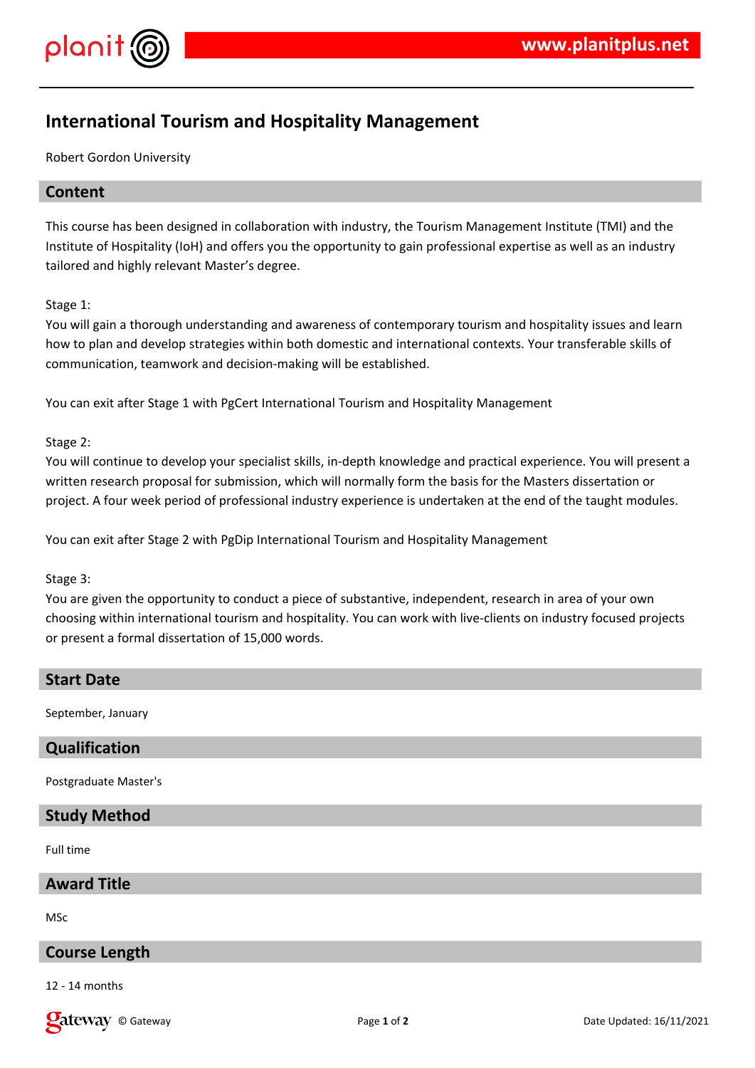# International Tourism and Hospitality Management

Robert Gordon University

## Content

This course has been designed in collaboration with industry, the Tourism Management Institute (TMI) and the Institute of Hospitality (IoH) and offers you the opportunity to gain professional expertise as well as an industry tailored and highly relevant Master's degree.

Stage 1:
You will gain a thorough understanding and awareness of contemporary tourism and hospitality issues and learn how to plan and develop strategies within both domestic and international contexts. Your transferable skills of communication, teamwork and decision-making will be established.

You can exit after Stage 1 with PgCert International Tourism and Hospitality Management

Stage 2:
You will continue to develop your specialist skills, in-depth knowledge and practical experience. You will present a written research proposal for submission, which will normally form the basis for the Masters dissertation or project. A four week period of professional industry experience is undertaken at the end of the taught modules.

You can exit after Stage 2 with PgDip International Tourism and Hospitality Management

Stage 3:
You are given the opportunity to conduct a piece of substantive, independent, research in area of your own choosing within international tourism and hospitality. You can work with live-clients on industry focused projects or present a formal dissertation of 15,000 words.

## Start Date

September, January

## Qualification

Postgraduate Master's

## Study Method

Full time

## Award Title

MSc

## Course Length

12 - 14 months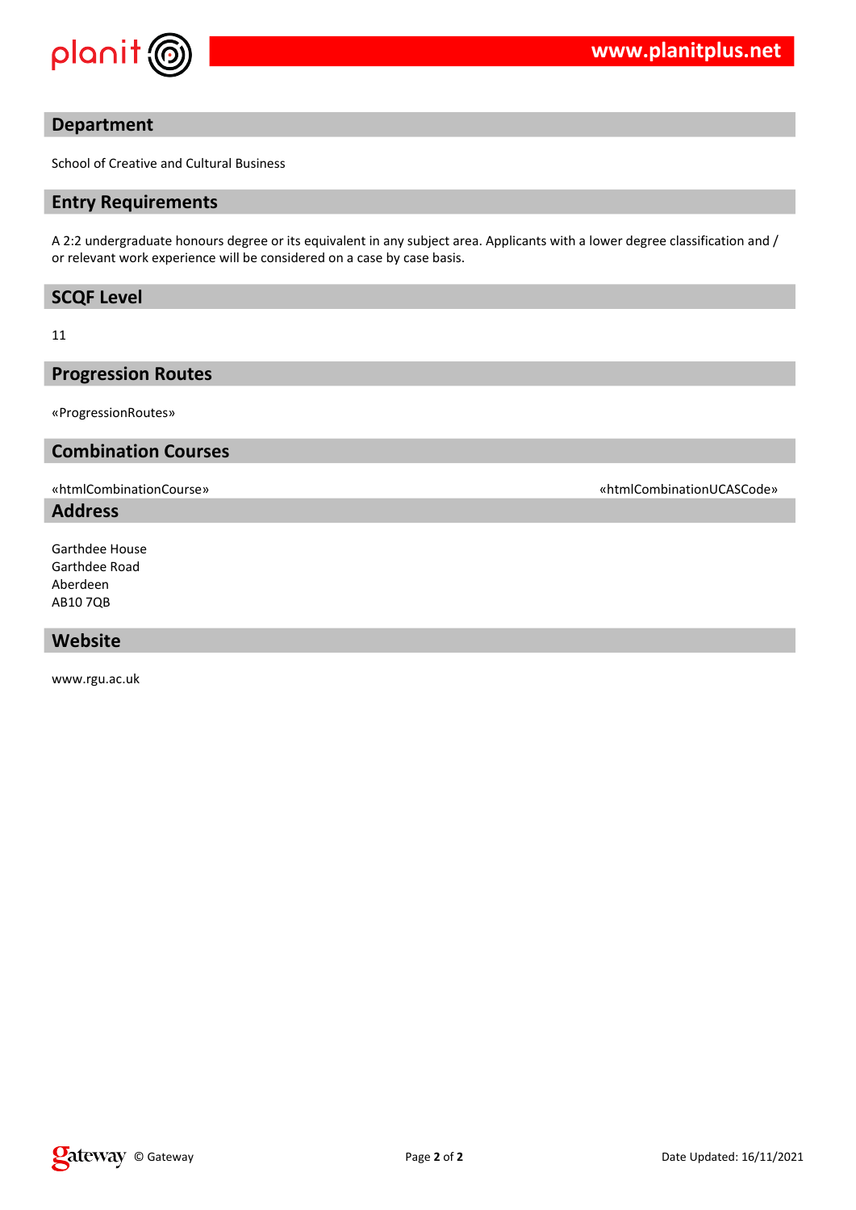## Department

School of Creative and Cultural Business

## Entry Requirements

A 2:2 undergraduate honours degree or its equivalent in any subject area. Applicants with a lower degree classification and / or relevant work experience will be considered on a case by case basis.

## SCQF Level

11

## Progression Routes

«ProgressionRoutes»

## Combination Courses

«htmlCombinationCourse» «htmlCombinationUCASCode»

## Address

Garthdee House
Garthdee Road
Aberdeen
AB10 7QB

## Website

www.rgu.ac.uk